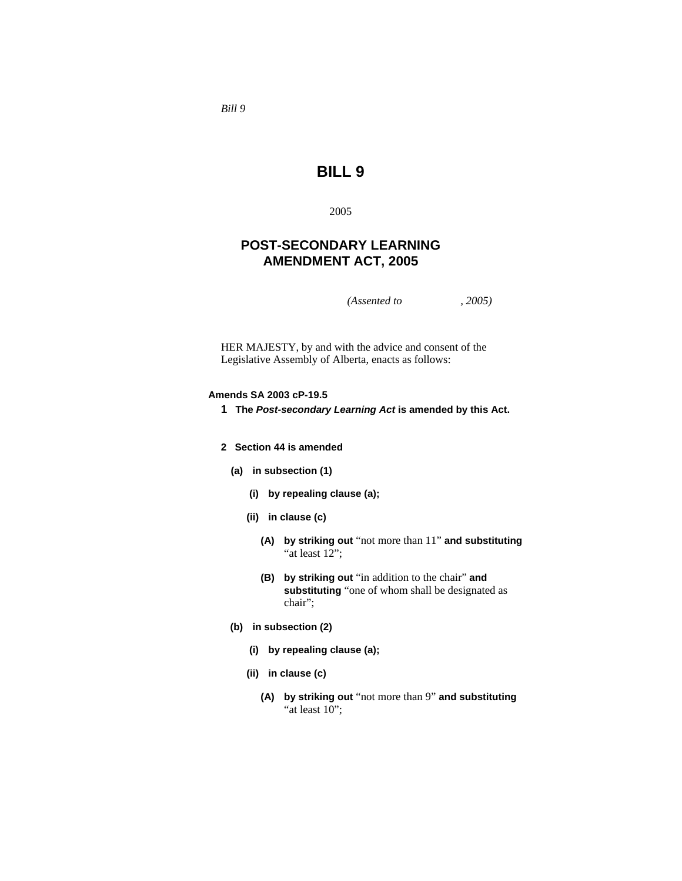*Bill 9*

# BILL 9

2005

## POST-SECONDARY LEARNING AMENDMENT ACT, 2005

*(Assented to , 2005)*

HER MAJESTY, by and with the advice and consent of the Legislative Assembly of Alberta, enacts as follows:

**Amends SA 2003 cP-19.5**

**1 The *Post-secondary Learning Act* is amended by this Act.**

**2 Section 44 is amended**

**(a) in subsection (1)**

**(i) by repealing clause (a);**

**(ii) in clause (c)**

**(A) by striking out** "not more than 11" **and substituting** "at least 12";

**(B) by striking out** "in addition to the chair" **and substituting** "one of whom shall be designated as chair";

**(b) in subsection (2)**

**(i) by repealing clause (a);**

**(ii) in clause (c)**

**(A) by striking out** "not more than 9" **and substituting** "at least 10";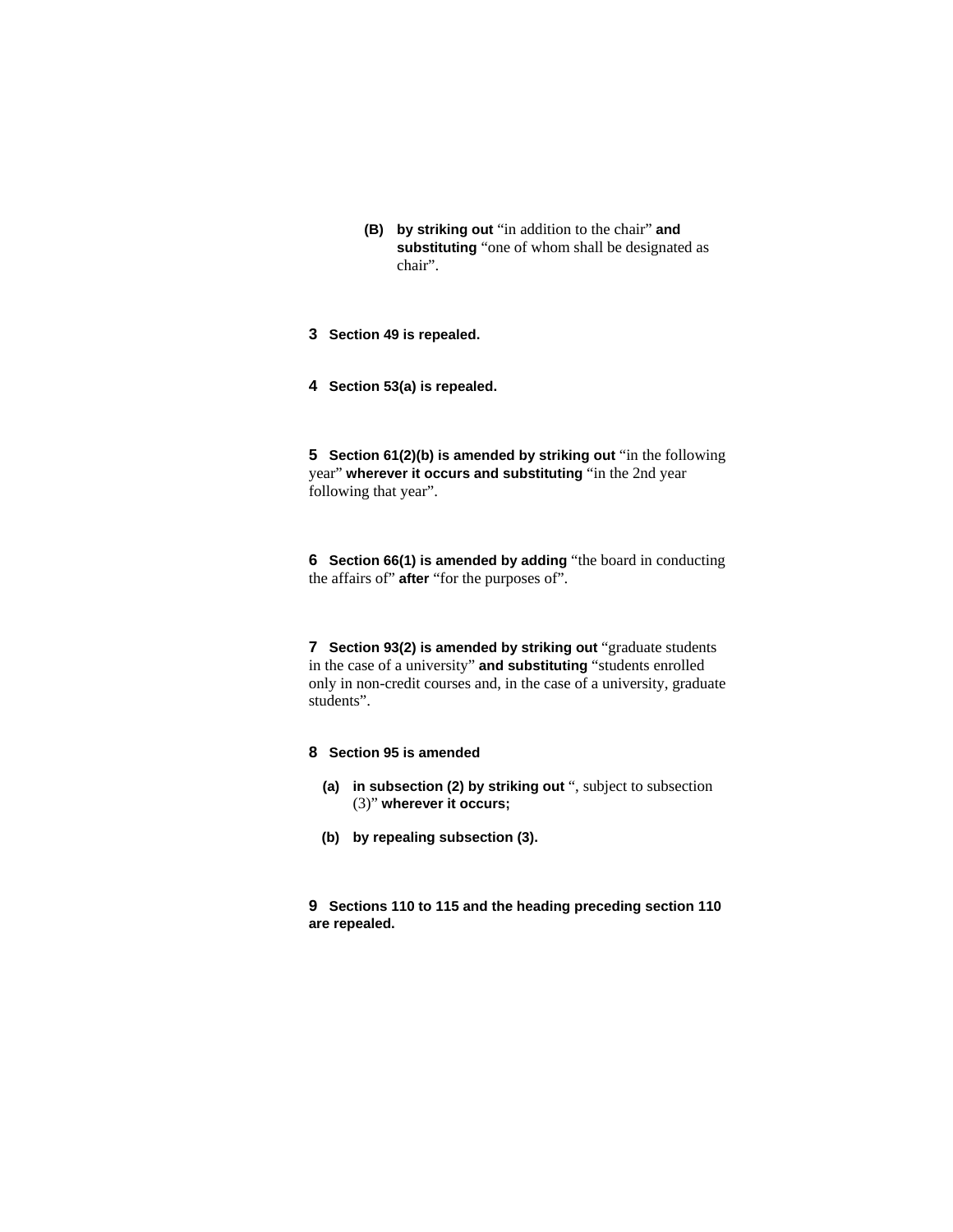(B) **by striking out** "in addition to the chair" **and substituting** "one of whom shall be designated as chair".

**3 Section 49 is repealed.**

**4 Section 53(a) is repealed.**

**5 Section 61(2)(b) is amended by striking out** "in the following year" **wherever it occurs and substituting** "in the 2nd year following that year".

**6 Section 66(1) is amended by adding** "the board in conducting the affairs of" **after** "for the purposes of".

**7 Section 93(2) is amended by striking out** "graduate students in the case of a university" **and substituting** "students enrolled only in non-credit courses and, in the case of a university, graduate students".

**8 Section 95 is amended**

(a) **in subsection (2) by striking out** ", subject to subsection (3)" **wherever it occurs;**

(b) **by repealing subsection (3).**

**9 Sections 110 to 115 and the heading preceding section 110 are repealed.**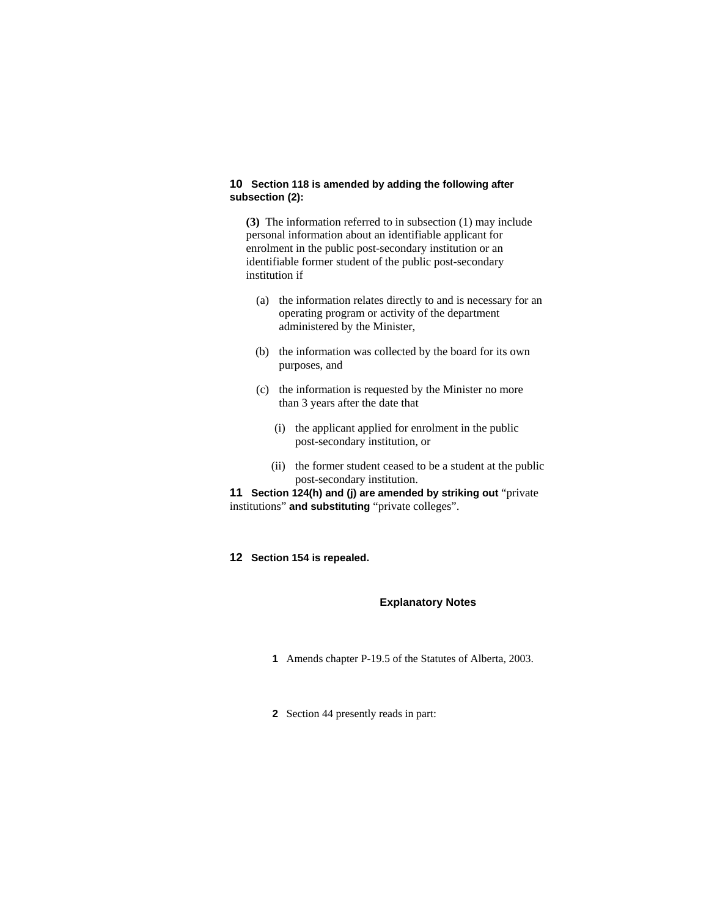**10 Section 118 is amended by adding the following after subsection (2):**

> **(3)** The information referred to in subsection (1) may include personal information about an identifiable applicant for enrolment in the public post-secondary institution or an identifiable former student of the public post-secondary institution if
>
> (a) the information relates directly to and is necessary for an operating program or activity of the department administered by the Minister,
>
> (b) the information was collected by the board for its own purposes, and
>
> (c) the information is requested by the Minister no more than 3 years after the date that
>
> (i) the applicant applied for enrolment in the public post-secondary institution, or
>
> (ii) the former student ceased to be a student at the public post-secondary institution.

**11 Section 124(h) and (j) are amended by striking out** "private institutions" **and substituting** "private colleges".

**12 Section 154 is repealed.**

## Explanatory Notes

**1** Amends chapter P-19.5 of the Statutes of Alberta, 2003.

**2** Section 44 presently reads in part: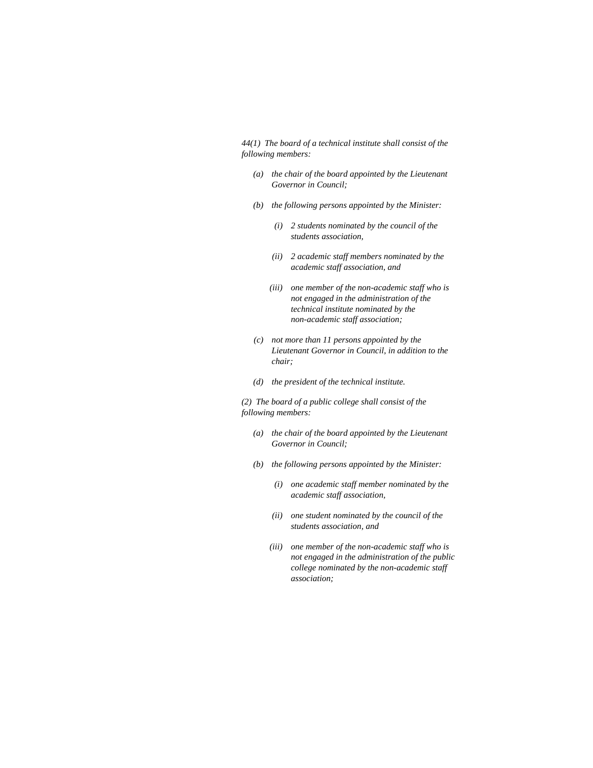*44(1) The board of a technical institute shall consist of the following members:*

*(a) the chair of the board appointed by the Lieutenant Governor in Council;*

*(b) the following persons appointed by the Minister:*

*(i) 2 students nominated by the council of the students association,*

*(ii) 2 academic staff members nominated by the academic staff association, and*

*(iii) one member of the non-academic staff who is not engaged in the administration of the technical institute nominated by the non-academic staff association;*

*(c) not more than 11 persons appointed by the Lieutenant Governor in Council, in addition to the chair;*

*(d) the president of the technical institute.*

*(2) The board of a public college shall consist of the following members:*

*(a) the chair of the board appointed by the Lieutenant Governor in Council;*

*(b) the following persons appointed by the Minister:*

*(i) one academic staff member nominated by the academic staff association,*

*(ii) one student nominated by the council of the students association, and*

*(iii) one member of the non-academic staff who is not engaged in the administration of the public college nominated by the non-academic staff association;*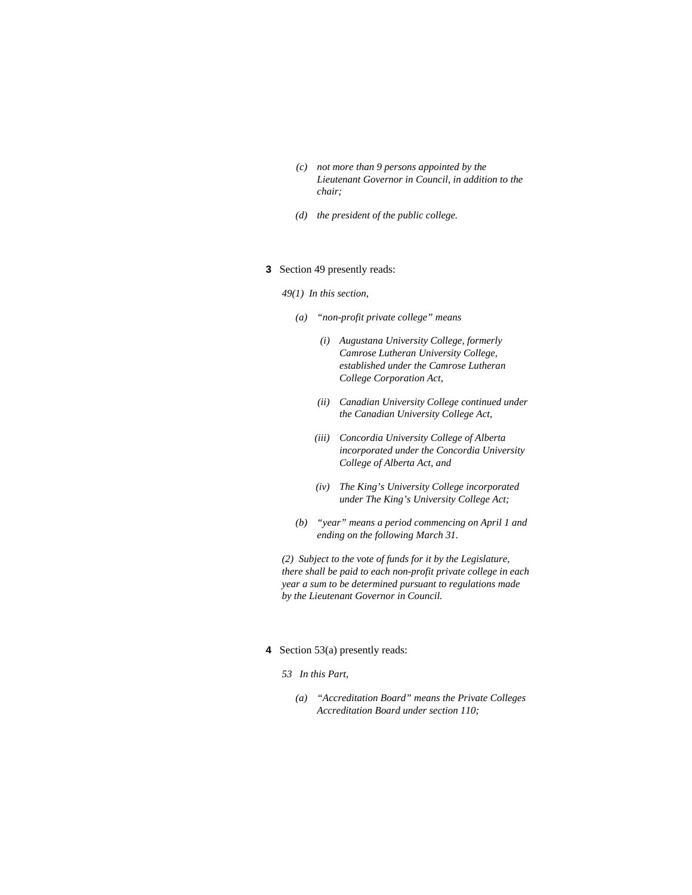*(c) not more than 9 persons appointed by the Lieutenant Governor in Council, in addition to the chair;*

*(d) the president of the public college.*

**3** Section 49 presently reads:

*49(1) In this section,*

*(a) "non-profit private college" means*

*(i) Augustana University College, formerly Camrose Lutheran University College, established under the Camrose Lutheran College Corporation Act,*

*(ii) Canadian University College continued under the Canadian University College Act,*

*(iii) Concordia University College of Alberta incorporated under the Concordia University College of Alberta Act, and*

*(iv) The King's University College incorporated under The King's University College Act;*

*(b) "year" means a period commencing on April 1 and ending on the following March 31.*

*(2) Subject to the vote of funds for it by the Legislature, there shall be paid to each non-profit private college in each year a sum to be determined pursuant to regulations made by the Lieutenant Governor in Council.*

**4** Section 53(a) presently reads:

*53 In this Part,*

*(a) "Accreditation Board" means the Private Colleges Accreditation Board under section 110;*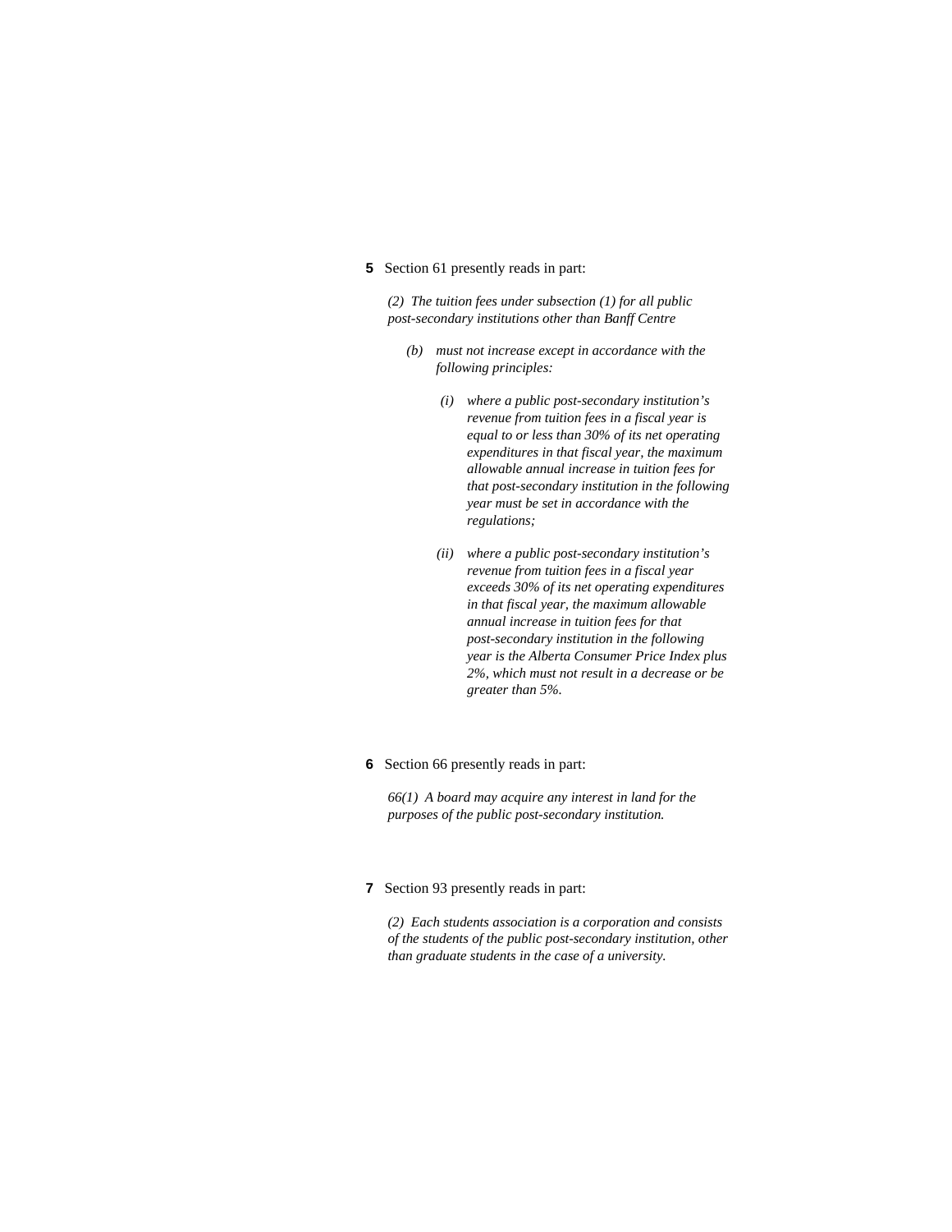**5** Section 61 presently reads in part:

*(2) The tuition fees under subsection (1) for all public post-secondary institutions other than Banff Centre*

*(b) must not increase except in accordance with the following principles:*

*(i) where a public post-secondary institution's revenue from tuition fees in a fiscal year is equal to or less than 30% of its net operating expenditures in that fiscal year, the maximum allowable annual increase in tuition fees for that post-secondary institution in the following year must be set in accordance with the regulations;*

*(ii) where a public post-secondary institution's revenue from tuition fees in a fiscal year exceeds 30% of its net operating expenditures in that fiscal year, the maximum allowable annual increase in tuition fees for that post-secondary institution in the following year is the Alberta Consumer Price Index plus 2%, which must not result in a decrease or be greater than 5%.*

**6** Section 66 presently reads in part:

*66(1) A board may acquire any interest in land for the purposes of the public post-secondary institution.*

**7** Section 93 presently reads in part:

*(2) Each students association is a corporation and consists of the students of the public post-secondary institution, other than graduate students in the case of a university.*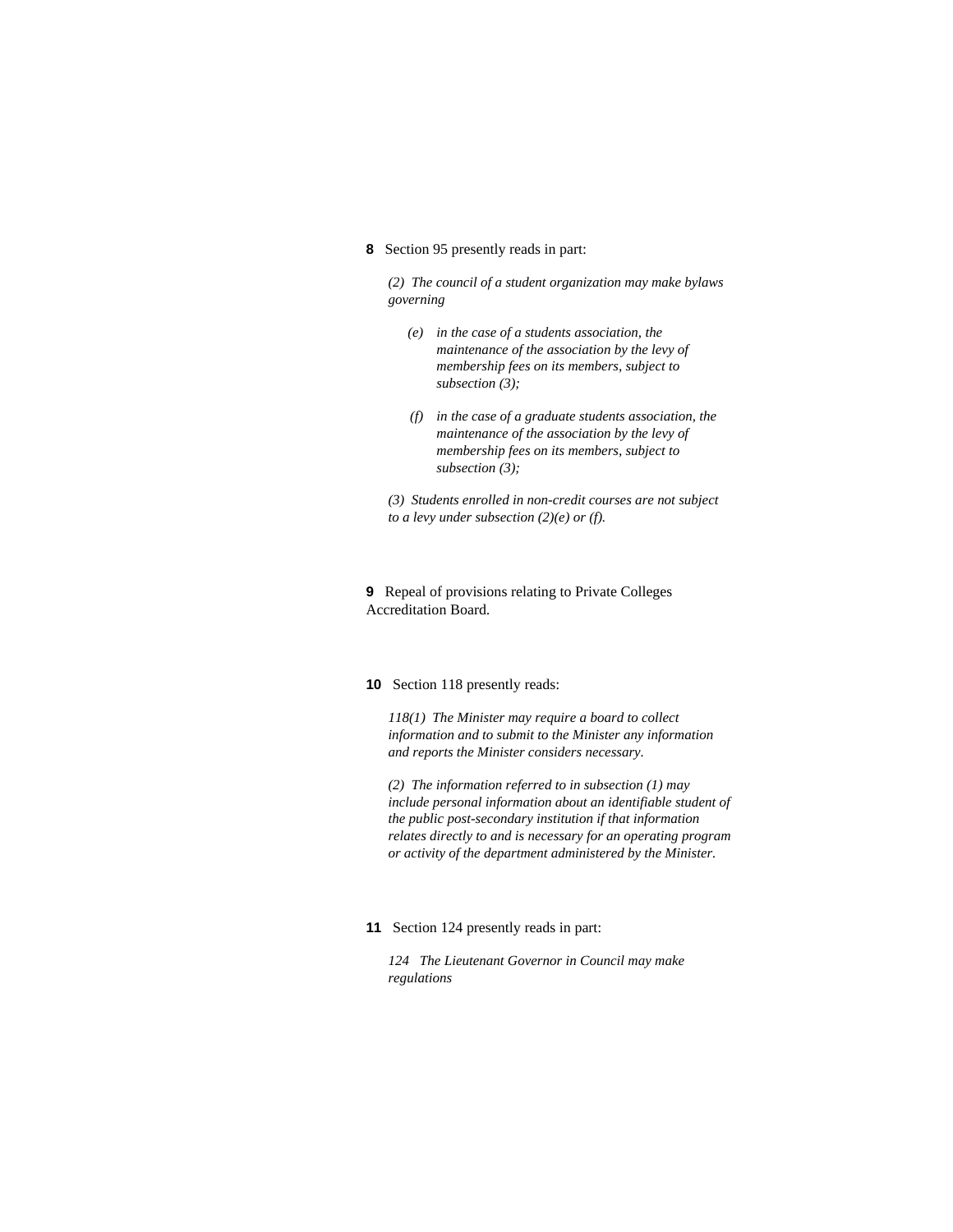**8** Section 95 presently reads in part:

*(2) The council of a student organization may make bylaws governing*

*(e) in the case of a students association, the maintenance of the association by the levy of membership fees on its members, subject to subsection (3);*

*(f) in the case of a graduate students association, the maintenance of the association by the levy of membership fees on its members, subject to subsection (3);*

*(3) Students enrolled in non-credit courses are not subject to a levy under subsection (2)(e) or (f).*

**9** Repeal of provisions relating to Private Colleges Accreditation Board.

**10** Section 118 presently reads:

*118(1) The Minister may require a board to collect information and to submit to the Minister any information and reports the Minister considers necessary.*

*(2) The information referred to in subsection (1) may include personal information about an identifiable student of the public post-secondary institution if that information relates directly to and is necessary for an operating program or activity of the department administered by the Minister.*

**11** Section 124 presently reads in part:

*124 The Lieutenant Governor in Council may make regulations*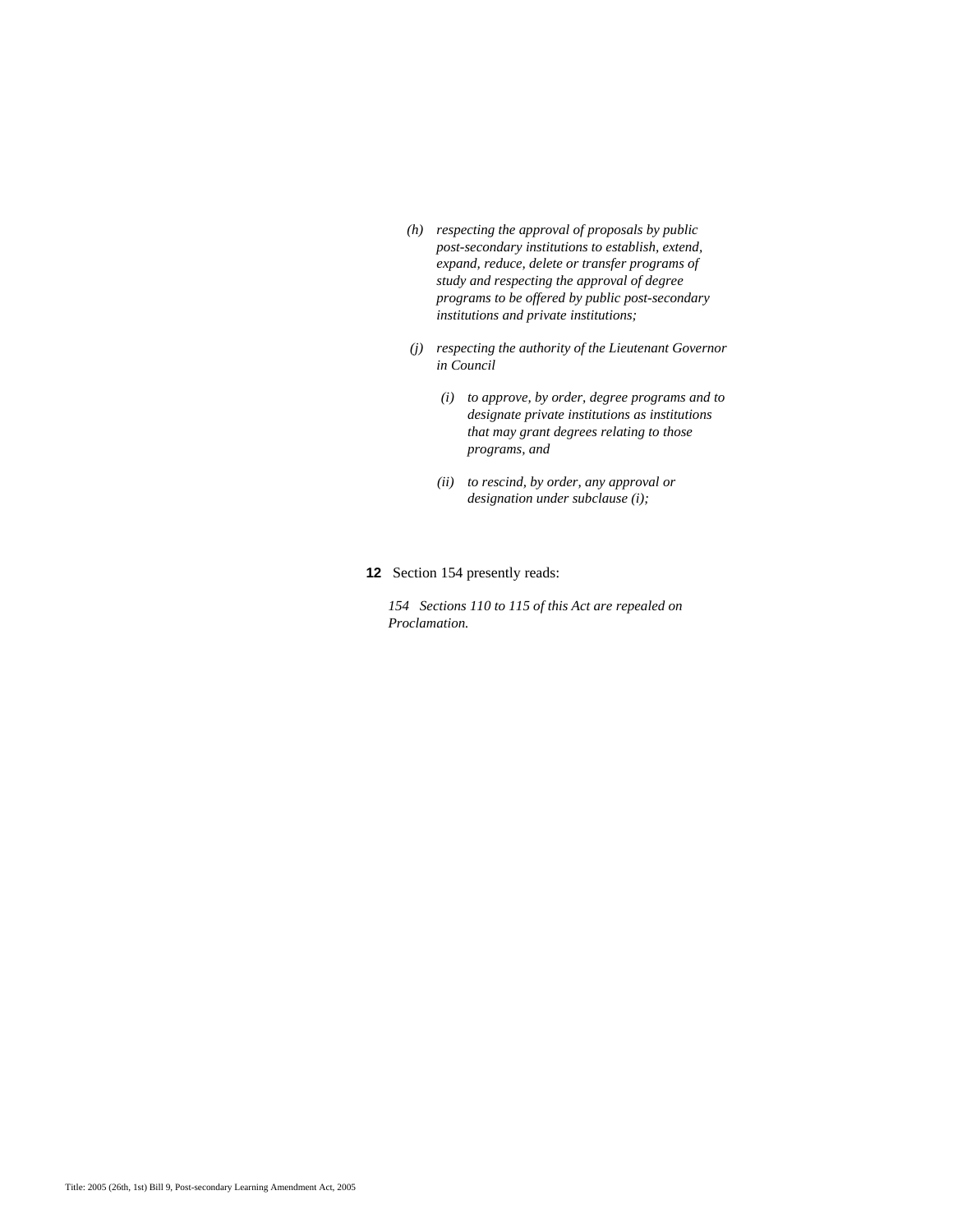*(h) respecting the approval of proposals by public post-secondary institutions to establish, extend, expand, reduce, delete or transfer programs of study and respecting the approval of degree programs to be offered by public post-secondary institutions and private institutions;*

*(j) respecting the authority of the Lieutenant Governor in Council*

*(i) to approve, by order, degree programs and to designate private institutions as institutions that may grant degrees relating to those programs, and*

*(ii) to rescind, by order, any approval or designation under subclause (i);*

**12** Section 154 presently reads:

*154 Sections 110 to 115 of this Act are repealed on Proclamation.*